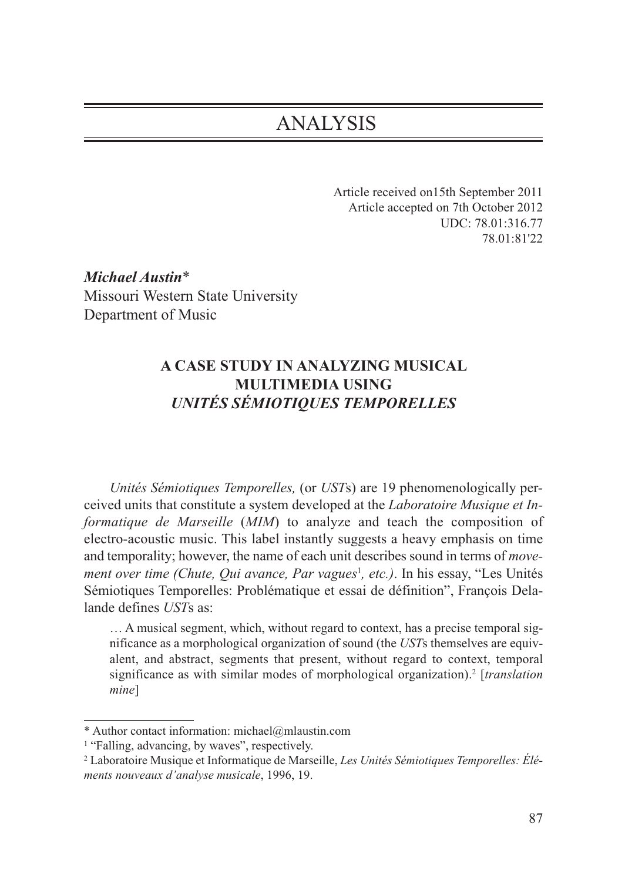# ANALYSIS

Article received on15th September 2011
Article accepted on 7th October 2012
UDC: 78.01:316.77
78.01:81'22

***Michael Austin****
Missouri Western State University
Department of Music

## A CASE STUDY IN ANALYZING MUSICAL MULTIMEDIA USING *UNITÉS SÉMIOTIQUES TEMPORELLES*

*Unités Sémiotiques Temporelles,* (or *UST*s) are 19 phenomenologically perceived units that constitute a system developed at the *Laboratoire Musique et Informatique de Marseille* (*MIM*) to analyze and teach the composition of electro-acoustic music. This label instantly suggests a heavy emphasis on time and temporality; however, the name of each unit describes sound in terms of *movement over time (Chute, Qui avance, Par vagues*[1]*, etc.)*. In his essay, "Les Unités Sémiotiques Temporelles: Problématique et essai de définition", François Delalande defines *UST*s as:

> … A musical segment, which, without regard to context, has a precise temporal significance as a morphological organization of sound (the *UST*s themselves are equivalent, and abstract, segments that present, without regard to context, temporal significance as with similar modes of morphological organization).[2] [*translation mine*]

---

\* Author contact information: michael@mlaustin.com

[1] "Falling, advancing, by waves", respectively.

[2] Laboratoire Musique et Informatique de Marseille, *Les Unités Sémiotiques Temporelles: Éléments nouveaux d'analyse musicale*, 1996, 19.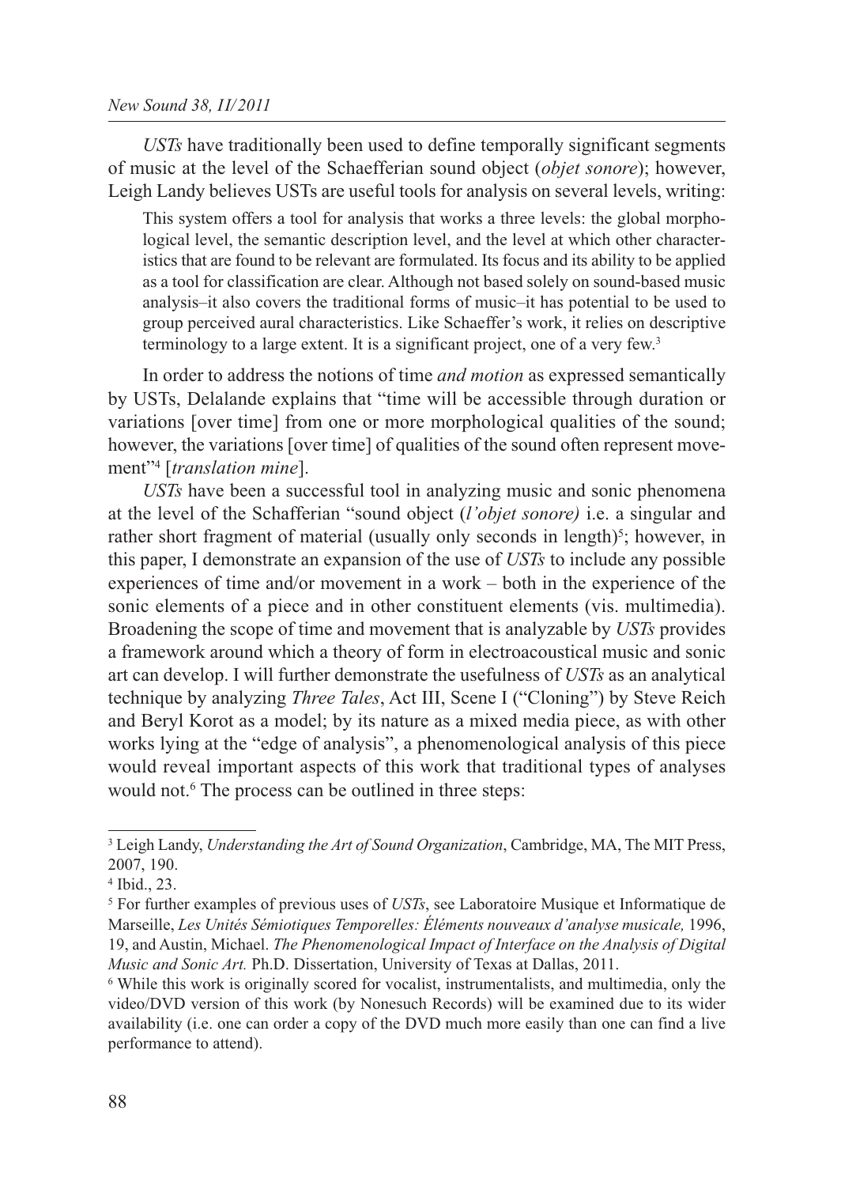*USTs* have traditionally been used to define temporally significant segments of music at the level of the Schaefferian sound object (*objet sonore*); however, Leigh Landy believes USTs are useful tools for analysis on several levels, writing:

> This system offers a tool for analysis that works a three levels: the global morphological level, the semantic description level, and the level at which other characteristics that are found to be relevant are formulated. Its focus and its ability to be applied as a tool for classification are clear. Although not based solely on sound-based music analysis–it also covers the traditional forms of music–it has potential to be used to group perceived aural characteristics. Like Schaeffer's work, it relies on descriptive terminology to a large extent. It is a significant project, one of a very few.[3]

In order to address the notions of time *and motion* as expressed semantically by USTs, Delalande explains that "time will be accessible through duration or variations [over time] from one or more morphological qualities of the sound; however, the variations [over time] of qualities of the sound often represent movement"[4] [*translation mine*].

*USTs* have been a successful tool in analyzing music and sonic phenomena at the level of the Schafferian "sound object (*l'objet sonore)* i.e. a singular and rather short fragment of material (usually only seconds in length)[5]; however, in this paper, I demonstrate an expansion of the use of *USTs* to include any possible experiences of time and/or movement in a work – both in the experience of the sonic elements of a piece and in other constituent elements (vis. multimedia). Broadening the scope of time and movement that is analyzable by *USTs* provides a framework around which a theory of form in electroacoustical music and sonic art can develop. I will further demonstrate the usefulness of *USTs* as an analytical technique by analyzing *Three Tales*, Act III, Scene I ("Cloning") by Steve Reich and Beryl Korot as a model; by its nature as a mixed media piece, as with other works lying at the "edge of analysis", a phenomenological analysis of this piece would reveal important aspects of this work that traditional types of analyses would not.[6] The process can be outlined in three steps:

---

[3] Leigh Landy, *Understanding the Art of Sound Organization*, Cambridge, MA, The MIT Press, 2007, 190.

[4] Ibid., 23.

[5] For further examples of previous uses of *USTs*, see Laboratoire Musique et Informatique de Marseille, *Les Unités Sémiotiques Temporelles: Éléments nouveaux d'analyse musicale,* 1996, 19, and Austin, Michael. *The Phenomenological Impact of Interface on the Analysis of Digital Music and Sonic Art.* Ph.D. Dissertation, University of Texas at Dallas, 2011.

[6] While this work is originally scored for vocalist, instrumentalists, and multimedia, only the video/DVD version of this work (by Nonesuch Records) will be examined due to its wider availability (i.e. one can order a copy of the DVD much more easily than one can find a live performance to attend).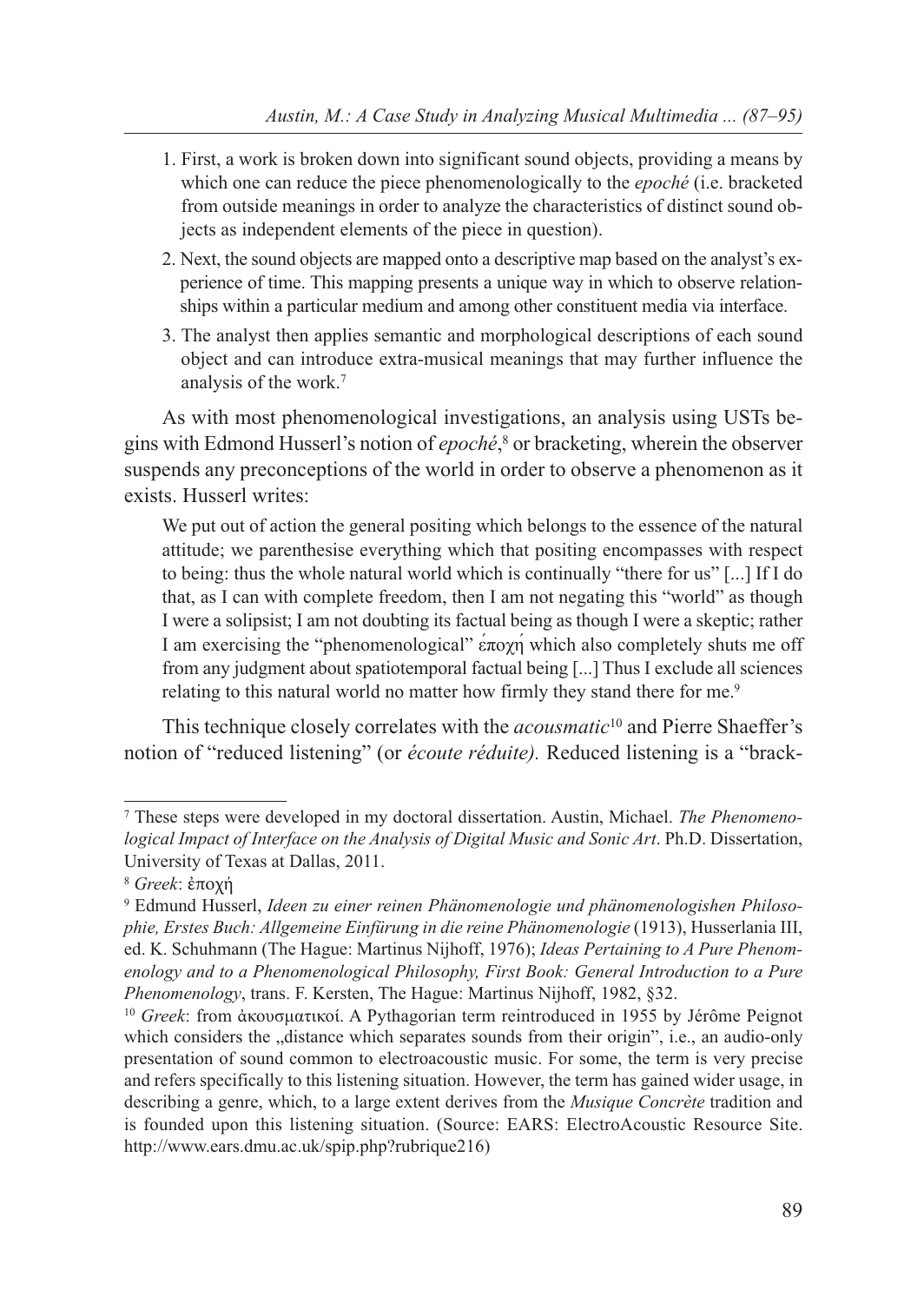1. First, a work is broken down into significant sound objects, providing a means by which one can reduce the piece phenomenologically to the *epoché* (i.e. bracketed from outside meanings in order to analyze the characteristics of distinct sound objects as independent elements of the piece in question).
2. Next, the sound objects are mapped onto a descriptive map based on the analyst's experience of time. This mapping presents a unique way in which to observe relationships within a particular medium and among other constituent media via interface.
3. The analyst then applies semantic and morphological descriptions of each sound object and can introduce extra-musical meanings that may further influence the analysis of the work.[7]

As with most phenomenological investigations, an analysis using USTs begins with Edmond Husserl's notion of *epoché*,[8] or bracketing, wherein the observer suspends any preconceptions of the world in order to observe a phenomenon as it exists. Husserl writes:

> We put out of action the general positing which belongs to the essence of the natural attitude; we parenthesise everything which that positing encompasses with respect to being: thus the whole natural world which is continually "there for us" [...] If I do that, as I can with complete freedom, then I am not negating this "world" as though I were a solipsist; I am not doubting its factual being as though I were a skeptic; rather I am exercising the "phenomenological" ἐποχή which also completely shuts me off from any judgment about spatiotemporal factual being [...] Thus I exclude all sciences relating to this natural world no matter how firmly they stand there for me.[9]

This technique closely correlates with the *acousmatic*[10] and Pierre Shaeffer's notion of "reduced listening" (or *écoute réduite).* Reduced listening is a "brack-

---

[7] These steps were developed in my doctoral dissertation. Austin, Michael. *The Phenomenological Impact of Interface on the Analysis of Digital Music and Sonic Art*. Ph.D. Dissertation, University of Texas at Dallas, 2011.

[8] *Greek*: ἐποχή

[9] Edmund Husserl, *Ideen zu einer reinen Phänomenologie und phänomenologishen Philosophie, Erstes Buch: Allgemeine Einfürung in die reine Phänomenologie* (1913), Husserlania III, ed. K. Schuhmann (The Hague: Martinus Nijhoff, 1976); *Ideas Pertaining to A Pure Phenomenology and to a Phenomenological Philosophy, First Book: General Introduction to a Pure Phenomenology*, trans. F. Kersten, The Hague: Martinus Nijhoff, 1982, §32.

[10] *Greek*: from ἀκουσματικοί. A Pythagorian term reintroduced in 1955 by Jérôme Peignot which considers the „distance which separates sounds from their origin", i.e., an audio-only presentation of sound common to electroacoustic music. For some, the term is very precise and refers specifically to this listening situation. However, the term has gained wider usage, in describing a genre, which, to a large extent derives from the *Musique Concrète* tradition and is founded upon this listening situation. (Source: EARS: ElectroAcoustic Resource Site. http://www.ears.dmu.ac.uk/spip.php?rubrique216)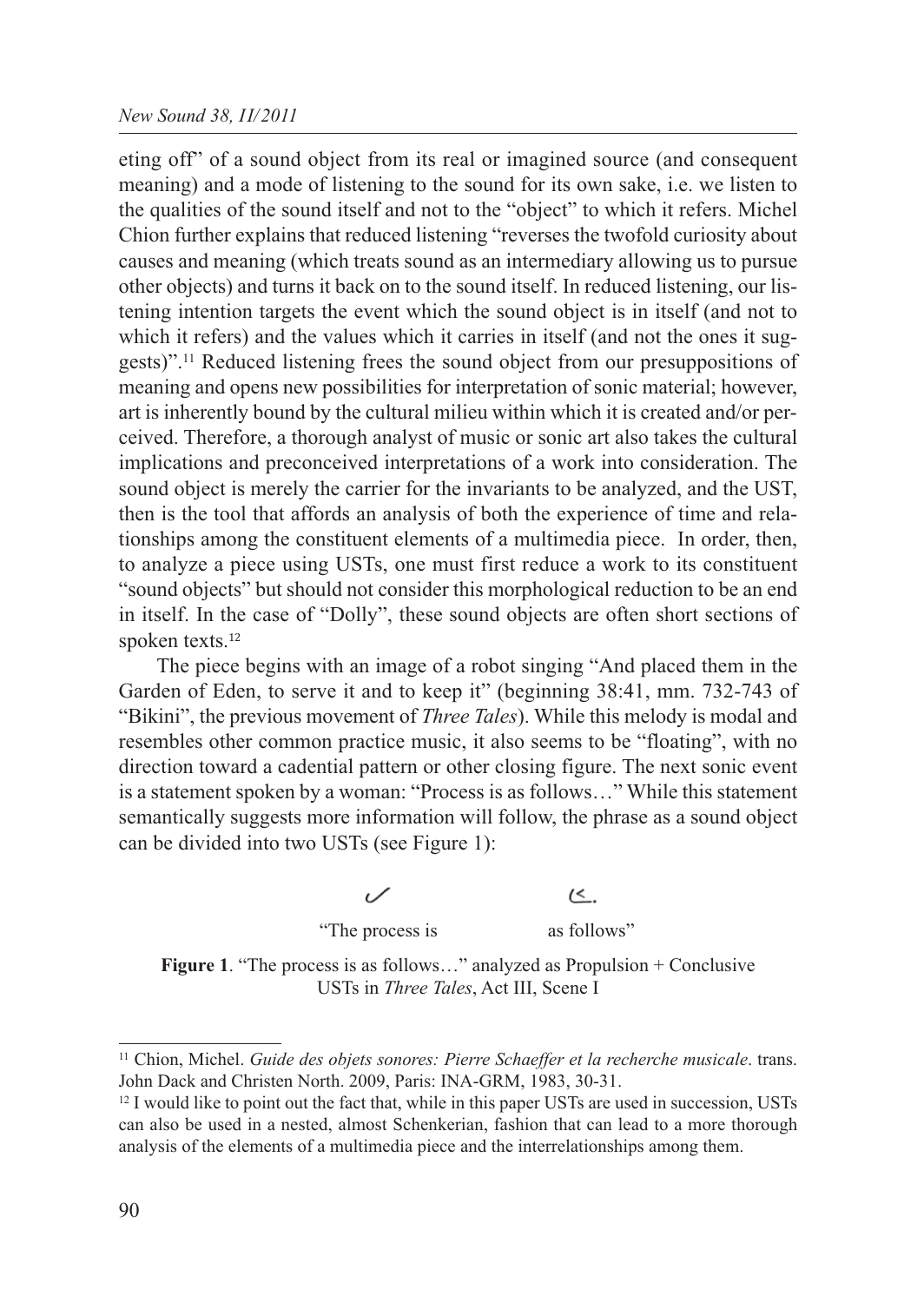eting off" of a sound object from its real or imagined source (and consequent meaning) and a mode of listening to the sound for its own sake, i.e. we listen to the qualities of the sound itself and not to the "object" to which it refers. Michel Chion further explains that reduced listening "reverses the twofold curiosity about causes and meaning (which treats sound as an intermediary allowing us to pursue other objects) and turns it back on to the sound itself. In reduced listening, our listening intention targets the event which the sound object is in itself (and not to which it refers) and the values which it carries in itself (and not the ones it suggests)".[11] Reduced listening frees the sound object from our presuppositions of meaning and opens new possibilities for interpretation of sonic material; however, art is inherently bound by the cultural milieu within which it is created and/or perceived. Therefore, a thorough analyst of music or sonic art also takes the cultural implications and preconceived interpretations of a work into consideration. The sound object is merely the carrier for the invariants to be analyzed, and the UST, then is the tool that affords an analysis of both the experience of time and relationships among the constituent elements of a multimedia piece. In order, then, to analyze a piece using USTs, one must first reduce a work to its constituent "sound objects" but should not consider this morphological reduction to be an end in itself. In the case of "Dolly", these sound objects are often short sections of spoken texts.[12]

The piece begins with an image of a robot singing "And placed them in the Garden of Eden, to serve it and to keep it" (beginning 38:41, mm. 732-743 of "Bikini", the previous movement of *Three Tales*). While this melody is modal and resembles other common practice music, it also seems to be "floating", with no direction toward a cadential pattern or other closing figure. The next sonic event is a statement spoken by a woman: "Process is as follows…" While this statement semantically suggests more information will follow, the phrase as a sound object can be divided into two USTs (see Figure 1):

"The process is as follows"

**Figure 1**. "The process is as follows…" analyzed as Propulsion + Conclusive USTs in *Three Tales*, Act III, Scene I

---

[11] Chion, Michel. *Guide des objets sonores: Pierre Schaeffer et la recherche musicale*. trans. John Dack and Christen North. 2009, Paris: INA-GRM, 1983, 30-31.

[12] I would like to point out the fact that, while in this paper USTs are used in succession, USTs can also be used in a nested, almost Schenkerian, fashion that can lead to a more thorough analysis of the elements of a multimedia piece and the interrelationships among them.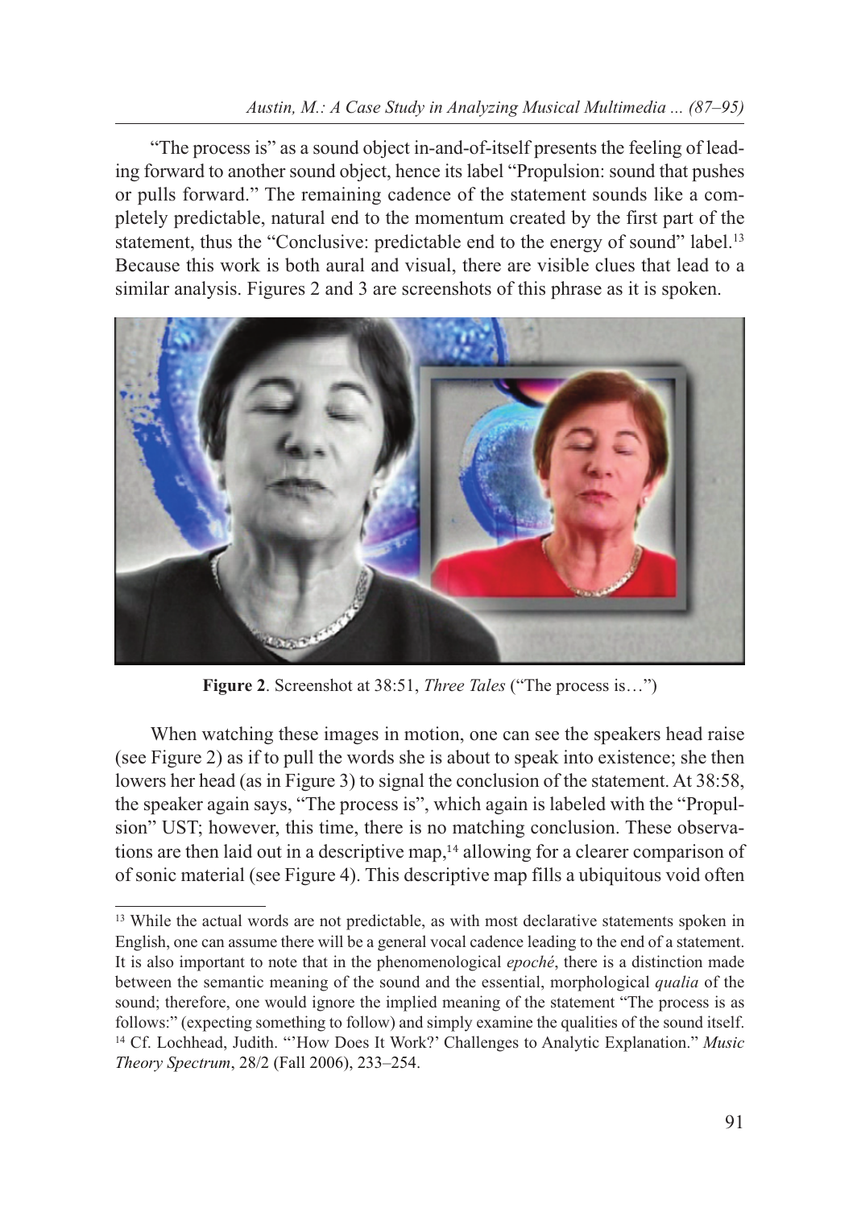"The process is" as a sound object in-and-of-itself presents the feeling of leading forward to another sound object, hence its label "Propulsion: sound that pushes or pulls forward." The remaining cadence of the statement sounds like a completely predictable, natural end to the momentum created by the first part of the statement, thus the "Conclusive: predictable end to the energy of sound" label.[13] Because this work is both aural and visual, there are visible clues that lead to a similar analysis. Figures 2 and 3 are screenshots of this phrase as it is spoken.

**Figure 2**. Screenshot at 38:51, *Three Tales* ("The process is…")

When watching these images in motion, one can see the speakers head raise (see Figure 2) as if to pull the words she is about to speak into existence; she then lowers her head (as in Figure 3) to signal the conclusion of the statement. At 38:58, the speaker again says, "The process is", which again is labeled with the "Propulsion" UST; however, this time, there is no matching conclusion. These observations are then laid out in a descriptive map,[14] allowing for a clearer comparison of of sonic material (see Figure 4). This descriptive map fills a ubiquitous void often

---

[13] While the actual words are not predictable, as with most declarative statements spoken in English, one can assume there will be a general vocal cadence leading to the end of a statement. It is also important to note that in the phenomenological *epoché*, there is a distinction made between the semantic meaning of the sound and the essential, morphological *qualia* of the sound; therefore, one would ignore the implied meaning of the statement "The process is as follows:" (expecting something to follow) and simply examine the qualities of the sound itself.

[14] Cf. Lochhead, Judith. "'How Does It Work?' Challenges to Analytic Explanation." *Music Theory Spectrum*, 28/2 (Fall 2006), 233–254.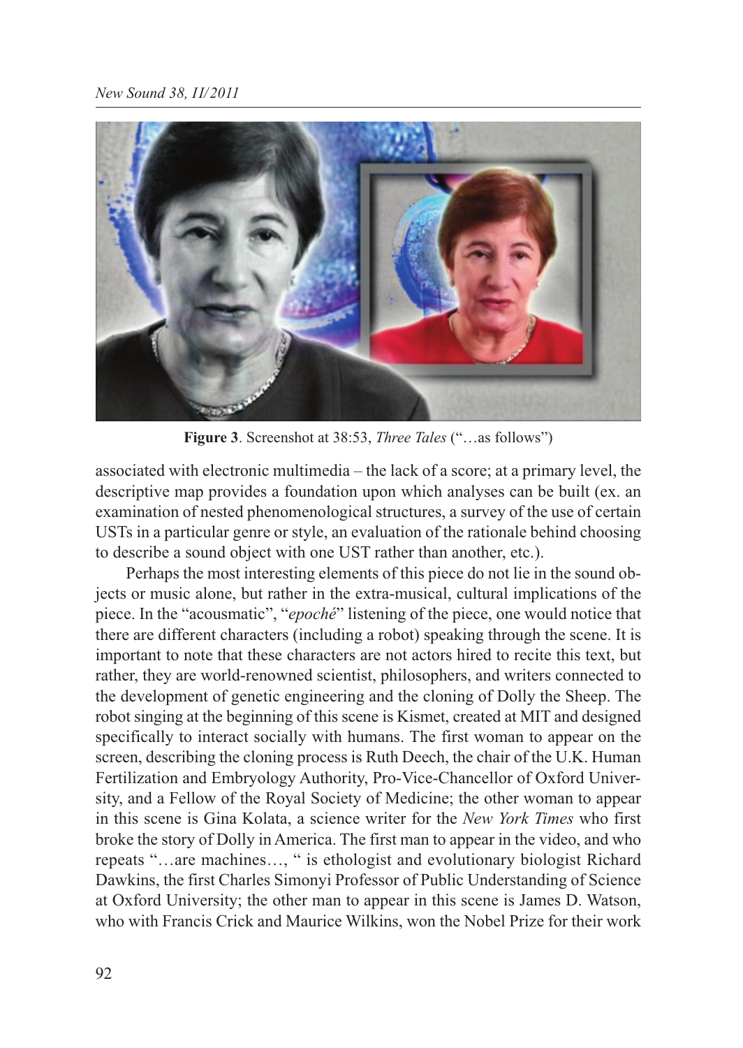**Figure 3**. Screenshot at 38:53, *Three Tales* ("…as follows")

associated with electronic multimedia – the lack of a score; at a primary level, the descriptive map provides a foundation upon which analyses can be built (ex. an examination of nested phenomenological structures, a survey of the use of certain USTs in a particular genre or style, an evaluation of the rationale behind choosing to describe a sound object with one UST rather than another, etc.).

Perhaps the most interesting elements of this piece do not lie in the sound objects or music alone, but rather in the extra-musical, cultural implications of the piece. In the "acousmatic", "*epoché*" listening of the piece, one would notice that there are different characters (including a robot) speaking through the scene. It is important to note that these characters are not actors hired to recite this text, but rather, they are world-renowned scientist, philosophers, and writers connected to the development of genetic engineering and the cloning of Dolly the Sheep. The robot singing at the beginning of this scene is Kismet, created at MIT and designed specifically to interact socially with humans. The first woman to appear on the screen, describing the cloning process is Ruth Deech, the chair of the U.K. Human Fertilization and Embryology Authority, Pro-Vice-Chancellor of Oxford University, and a Fellow of the Royal Society of Medicine; the other woman to appear in this scene is Gina Kolata, a science writer for the *New York Times* who first broke the story of Dolly in America. The first man to appear in the video, and who repeats "…are machines…, " is ethologist and evolutionary biologist Richard Dawkins, the first Charles Simonyi Professor of Public Understanding of Science at Oxford University; the other man to appear in this scene is James D. Watson, who with Francis Crick and Maurice Wilkins, won the Nobel Prize for their work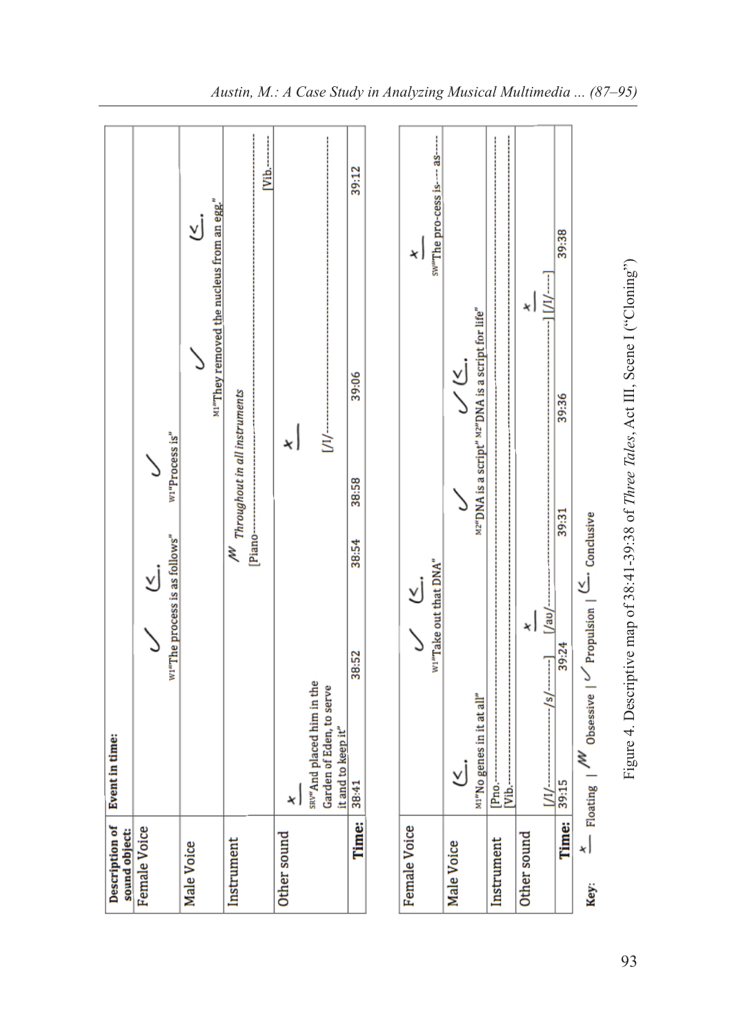| Description of sound object: | Event in time: | | | | | |
|---|---|---|---|---|---|---|
| Female Voice | | ✓ (<. W1"The process is as follows" | | ✓ W1"Process is" | | |
| Male Voice | | | | | ✓ M1"They removed the nucleus from an egg." (<. | |
| Instrument | | | /W/ Throughout in all instruments [Piano------------------------------------------------------------- | | | [Vib.---------- |
| Other sound | x SRV"And placed him in the Garden of Eden, to serve it and to keep it" | | | x [/I/------------------------------------------------------------- | | |
| Time: | 38:41 | 38:52 | 38:54 | 38:58 | 39:06 | 39:12 |

| Description of sound object: | Event in time: | | | | | |
|---|---|---|---|---|---|---|
| Female Voice | | ✓ (<. W1"Take out that DNA" | | | | x SW"The pro-cess is--- as----- |
| Male Voice | (<. M1"No genes in it at all" | | ✓ M2"DNA is a script" | ✓ (<. M2"DNA is a script for life" | | |
| Instrument | [Pno.------------------------------------------------------------- [Vib.------------------------------------------------------------- | | | | | |
| Other sound | [/I/---------------/s/------] | x [/au/-------------------------------- | | ] [/I/----] x | | |
| Time: | 39:15 | 39:24 | 39:31 | 39:36 | 39:38 | |

Key: x — Floating | /W/ Obsessive | ✓ Propulsion | (<. Conclusive

Figure 4. Descriptive map of 38:41-39:38 of *Three Tales*, Act III, Scene I ("Cloning")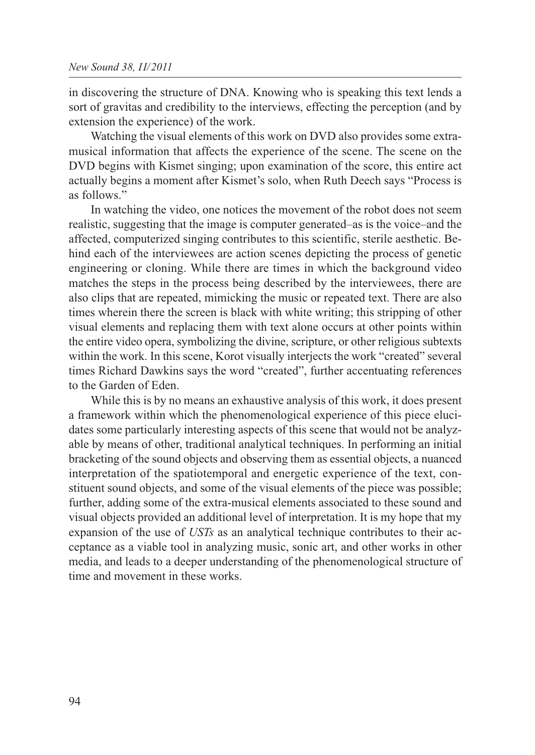in discovering the structure of DNA. Knowing who is speaking this text lends a sort of gravitas and credibility to the interviews, effecting the perception (and by extension the experience) of the work.

Watching the visual elements of this work on DVD also provides some extra-musical information that affects the experience of the scene. The scene on the DVD begins with Kismet singing; upon examination of the score, this entire act actually begins a moment after Kismet's solo, when Ruth Deech says "Process is as follows."

In watching the video, one notices the movement of the robot does not seem realistic, suggesting that the image is computer generated–as is the voice–and the affected, computerized singing contributes to this scientific, sterile aesthetic. Behind each of the interviewees are action scenes depicting the process of genetic engineering or cloning. While there are times in which the background video matches the steps in the process being described by the interviewees, there are also clips that are repeated, mimicking the music or repeated text. There are also times wherein there the screen is black with white writing; this stripping of other visual elements and replacing them with text alone occurs at other points within the entire video opera, symbolizing the divine, scripture, or other religious subtexts within the work. In this scene, Korot visually interjects the work "created" several times Richard Dawkins says the word "created", further accentuating references to the Garden of Eden.

While this is by no means an exhaustive analysis of this work, it does present a framework within which the phenomenological experience of this piece elucidates some particularly interesting aspects of this scene that would not be analyzable by means of other, traditional analytical techniques. In performing an initial bracketing of the sound objects and observing them as essential objects, a nuanced interpretation of the spatiotemporal and energetic experience of the text, constituent sound objects, and some of the visual elements of the piece was possible; further, adding some of the extra-musical elements associated to these sound and visual objects provided an additional level of interpretation. It is my hope that my expansion of the use of *USTs* as an analytical technique contributes to their acceptance as a viable tool in analyzing music, sonic art, and other works in other media, and leads to a deeper understanding of the phenomenological structure of time and movement in these works.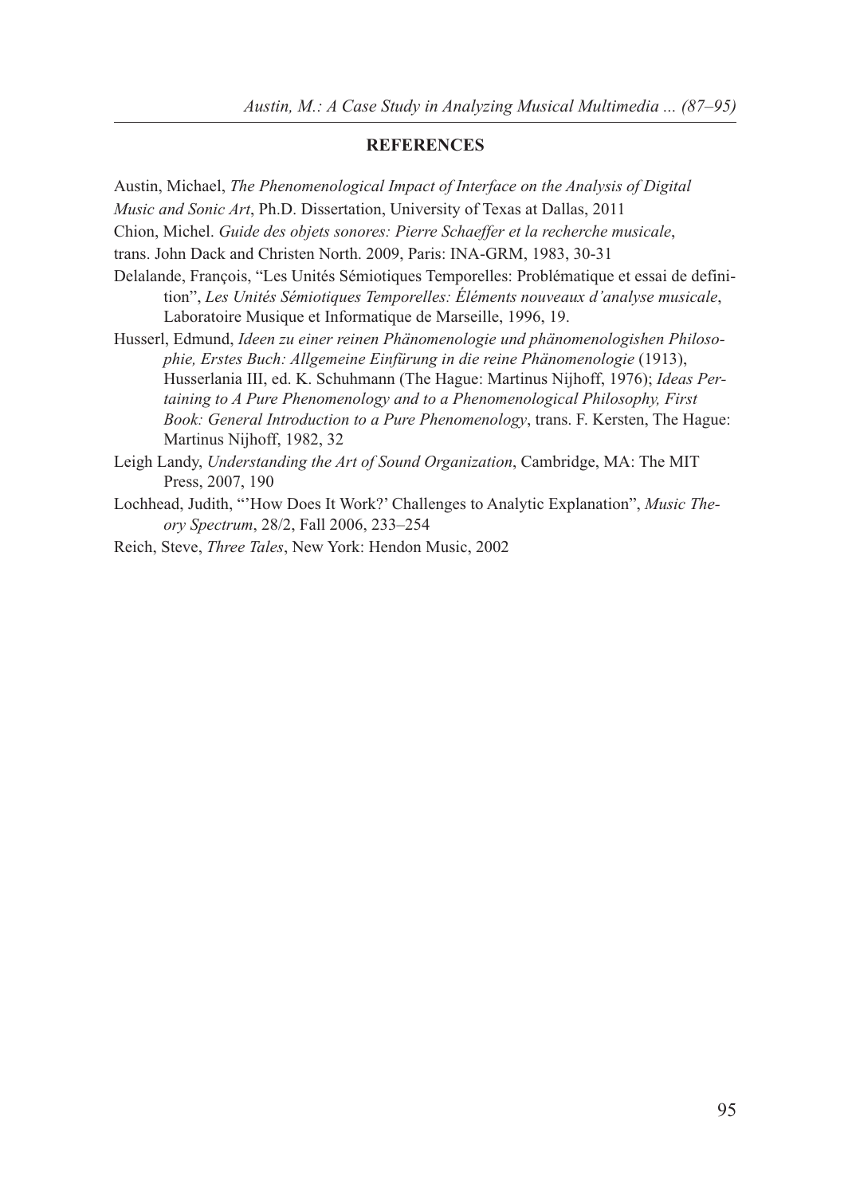## REFERENCES

Austin, Michael, *The Phenomenological Impact of Interface on the Analysis of Digital Music and Sonic Art*, Ph.D. Dissertation, University of Texas at Dallas, 2011

Chion, Michel. *Guide des objets sonores: Pierre Schaeffer et la recherche musicale*, trans. John Dack and Christen North. 2009, Paris: INA-GRM, 1983, 30-31

Delalande, François, "Les Unités Sémiotiques Temporelles: Problématique et essai de definition", *Les Unités Sémiotiques Temporelles: Éléments nouveaux d'analyse musicale*, Laboratoire Musique et Informatique de Marseille, 1996, 19.

Husserl, Edmund, *Ideen zu einer reinen Phänomenologie und phänomenologishen Philosophie, Erstes Buch: Allgemeine Einfürung in die reine Phänomenologie* (1913), Husserlania III, ed. K. Schuhmann (The Hague: Martinus Nijhoff, 1976); *Ideas Pertaining to A Pure Phenomenology and to a Phenomenological Philosophy, First Book: General Introduction to a Pure Phenomenology*, trans. F. Kersten, The Hague: Martinus Nijhoff, 1982, 32

Leigh Landy, *Understanding the Art of Sound Organization*, Cambridge, MA: The MIT Press, 2007, 190

Lochhead, Judith, "'How Does It Work?' Challenges to Analytic Explanation", *Music Theory Spectrum*, 28/2, Fall 2006, 233–254

Reich, Steve, *Three Tales*, New York: Hendon Music, 2002